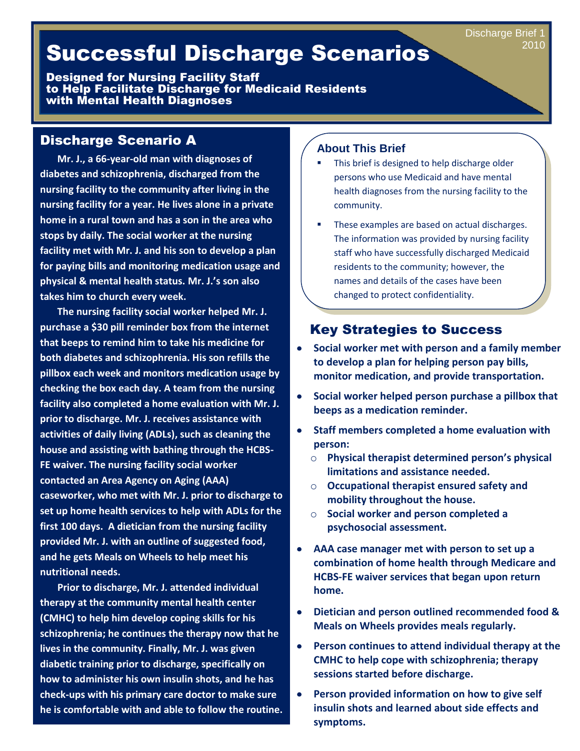Discharge Brief 1
2010

# Successful Discharge Scenarios

**Designed for Nursing Facility Staff to Help Facilitate Discharge for Medicaid Residents with Mental Health Diagnoses**

## Discharge Scenario A

**Mr. J., a 66-year-old man with diagnoses of diabetes and schizophrenia, discharged from the nursing facility to the community after living in the nursing facility for a year. He lives alone in a private home in a rural town and has a son in the area who stops by daily. The social worker at the nursing facility met with Mr. J. and his son to develop a plan for paying bills and monitoring medication usage and physical & mental health status. Mr. J.'s son also takes him to church every week.**

**The nursing facility social worker helped Mr. J. purchase a $30 pill reminder box from the internet that beeps to remind him to take his medicine for both diabetes and schizophrenia. His son refills the pillbox each week and monitors medication usage by checking the box each day. A team from the nursing facility also completed a home evaluation with Mr. J. prior to discharge. Mr. J. receives assistance with activities of daily living (ADLs), such as cleaning the house and assisting with bathing through the HCBS-FE waiver. The nursing facility social worker contacted an Area Agency on Aging (AAA) caseworker, who met with Mr. J. prior to discharge to set up home health services to help with ADLs for the first 100 days. A dietician from the nursing facility provided Mr. J. with an outline of suggested food, and he gets Meals on Wheels to help meet his nutritional needs.**

**Prior to discharge, Mr. J. attended individual therapy at the community mental health center (CMHC) to help him develop coping skills for his schizophrenia; he continues the therapy now that he lives in the community. Finally, Mr. J. was given diabetic training prior to discharge, specifically on how to administer his own insulin shots, and he has check-ups with his primary care doctor to make sure he is comfortable with and able to follow the routine.**

### About This Brief

- This brief is designed to help discharge older persons who use Medicaid and have mental health diagnoses from the nursing facility to the community.
- These examples are based on actual discharges. The information was provided by nursing facility staff who have successfully discharged Medicaid residents to the community; however, the names and details of the cases have been changed to protect confidentiality.

## Key Strategies to Success

- **Social worker met with person and a family member to develop a plan for helping person pay bills, monitor medication, and provide transportation.**
- **Social worker helped person purchase a pillbox that beeps as a medication reminder.**
- **Staff members completed a home evaluation with person:**
  - **Physical therapist determined person's physical limitations and assistance needed.**
  - **Occupational therapist ensured safety and mobility throughout the house.**
  - **Social worker and person completed a psychosocial assessment.**
- **AAA case manager met with person to set up a combination of home health through Medicare and HCBS-FE waiver services that began upon return home.**
- **Dietician and person outlined recommended food & Meals on Wheels provides meals regularly.**
- **Person continues to attend individual therapy at the CMHC to help cope with schizophrenia; therapy sessions started before discharge.**
- **Person provided information on how to give self insulin shots and learned about side effects and symptoms.**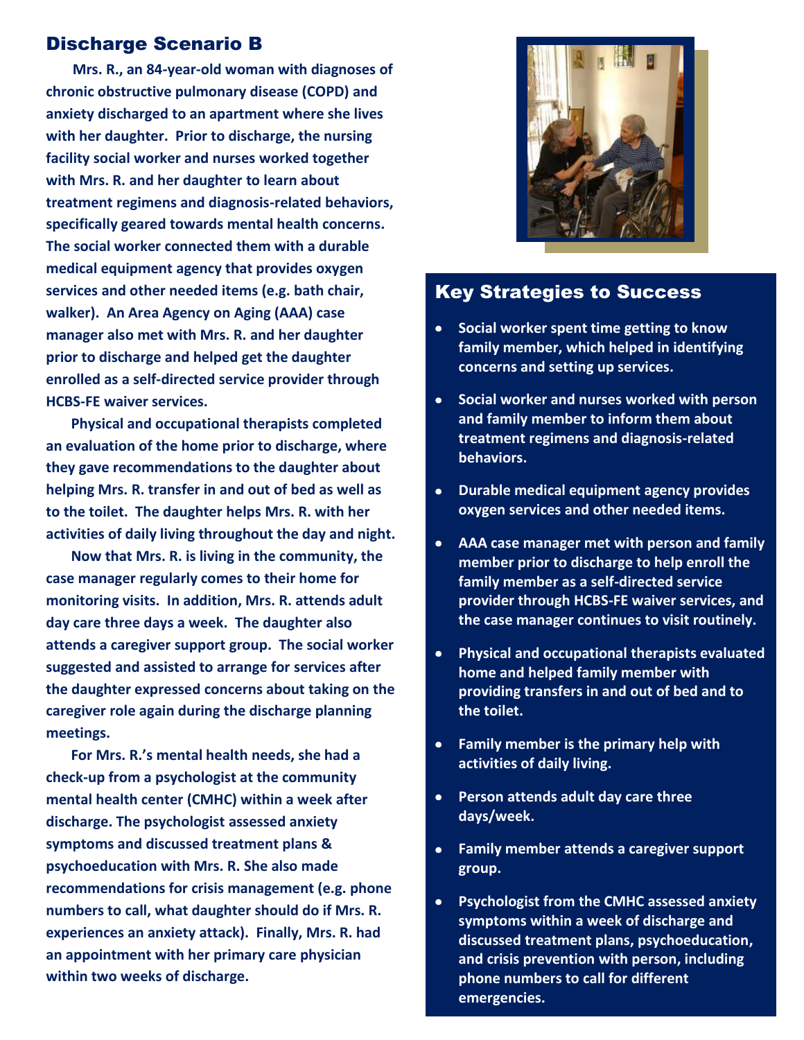## Discharge Scenario B

**Mrs. R., an 84-year-old woman with diagnoses of chronic obstructive pulmonary disease (COPD) and anxiety discharged to an apartment where she lives with her daughter. Prior to discharge, the nursing facility social worker and nurses worked together with Mrs. R. and her daughter to learn about treatment regimens and diagnosis-related behaviors, specifically geared towards mental health concerns. The social worker connected them with a durable medical equipment agency that provides oxygen services and other needed items (e.g. bath chair, walker). An Area Agency on Aging (AAA) case manager also met with Mrs. R. and her daughter prior to discharge and helped get the daughter enrolled as a self-directed service provider through HCBS-FE waiver services.**

**Physical and occupational therapists completed an evaluation of the home prior to discharge, where they gave recommendations to the daughter about helping Mrs. R. transfer in and out of bed as well as to the toilet. The daughter helps Mrs. R. with her activities of daily living throughout the day and night.**

**Now that Mrs. R. is living in the community, the case manager regularly comes to their home for monitoring visits. In addition, Mrs. R. attends adult day care three days a week. The daughter also attends a caregiver support group. The social worker suggested and assisted to arrange for services after the daughter expressed concerns about taking on the caregiver role again during the discharge planning meetings.**

**For Mrs. R.'s mental health needs, she had a check-up from a psychologist at the community mental health center (CMHC) within a week after discharge. The psychologist assessed anxiety symptoms and discussed treatment plans & psychoeducation with Mrs. R. She also made recommendations for crisis management (e.g. phone numbers to call, what daughter should do if Mrs. R. experiences an anxiety attack). Finally, Mrs. R. had an appointment with her primary care physician within two weeks of discharge.**

## Key Strategies to Success

- **Social worker spent time getting to know family member, which helped in identifying concerns and setting up services.**
- **Social worker and nurses worked with person and family member to inform them about treatment regimens and diagnosis-related behaviors.**
- **Durable medical equipment agency provides oxygen services and other needed items.**
- **AAA case manager met with person and family member prior to discharge to help enroll the family member as a self-directed service provider through HCBS-FE waiver services, and the case manager continues to visit routinely.**
- **Physical and occupational therapists evaluated home and helped family member with providing transfers in and out of bed and to the toilet.**
- **Family member is the primary help with activities of daily living.**
- **Person attends adult day care three days/week.**
- **Family member attends a caregiver support group.**
- **Psychologist from the CMHC assessed anxiety symptoms within a week of discharge and discussed treatment plans, psychoeducation, and crisis prevention with person, including phone numbers to call for different emergencies.**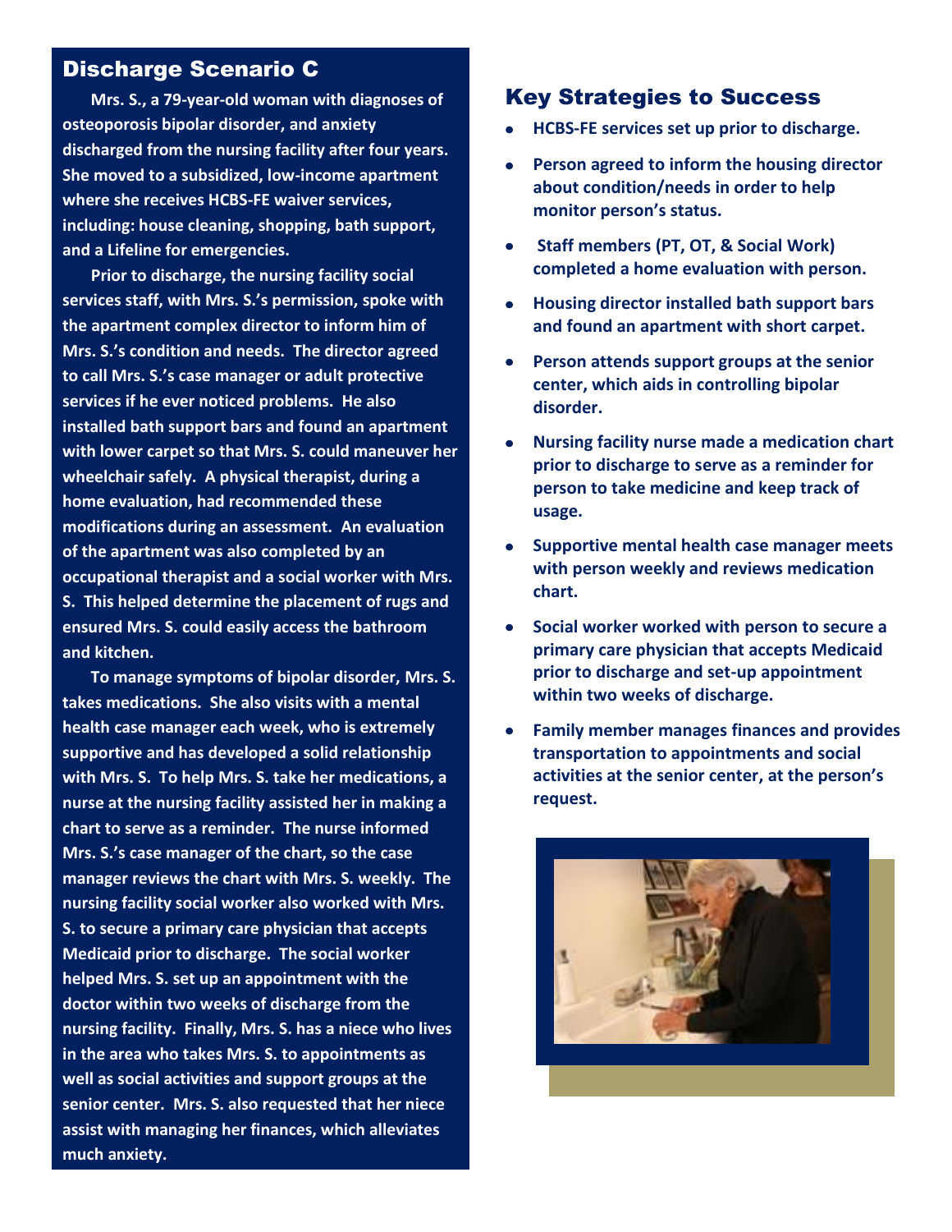## Discharge Scenario C

Mrs. S., a 79-year-old woman with diagnoses of osteoporosis bipolar disorder, and anxiety discharged from the nursing facility after four years. She moved to a subsidized, low-income apartment where she receives HCBS-FE waiver services, including: house cleaning, shopping, bath support, and a Lifeline for emergencies.

Prior to discharge, the nursing facility social services staff, with Mrs. S.'s permission, spoke with the apartment complex director to inform him of Mrs. S.'s condition and needs. The director agreed to call Mrs. S.'s case manager or adult protective services if he ever noticed problems. He also installed bath support bars and found an apartment with lower carpet so that Mrs. S. could maneuver her wheelchair safely. A physical therapist, during a home evaluation, had recommended these modifications during an assessment. An evaluation of the apartment was also completed by an occupational therapist and a social worker with Mrs. S. This helped determine the placement of rugs and ensured Mrs. S. could easily access the bathroom and kitchen.

To manage symptoms of bipolar disorder, Mrs. S. takes medications. She also visits with a mental health case manager each week, who is extremely supportive and has developed a solid relationship with Mrs. S. To help Mrs. S. take her medications, a nurse at the nursing facility assisted her in making a chart to serve as a reminder. The nurse informed Mrs. S.'s case manager of the chart, so the case manager reviews the chart with Mrs. S. weekly. The nursing facility social worker also worked with Mrs. S. to secure a primary care physician that accepts Medicaid prior to discharge. The social worker helped Mrs. S. set up an appointment with the doctor within two weeks of discharge from the nursing facility. Finally, Mrs. S. has a niece who lives in the area who takes Mrs. S. to appointments as well as social activities and support groups at the senior center. Mrs. S. also requested that her niece assist with managing her finances, which alleviates much anxiety.

## Key Strategies to Success

- HCBS-FE services set up prior to discharge.
- Person agreed to inform the housing director about condition/needs in order to help monitor person's status.
- Staff members (PT, OT, & Social Work) completed a home evaluation with person.
- Housing director installed bath support bars and found an apartment with short carpet.
- Person attends support groups at the senior center, which aids in controlling bipolar disorder.
- Nursing facility nurse made a medication chart prior to discharge to serve as a reminder for person to take medicine and keep track of usage.
- Supportive mental health case manager meets with person weekly and reviews medication chart.
- Social worker worked with person to secure a primary care physician that accepts Medicaid prior to discharge and set-up appointment within two weeks of discharge.
- Family member manages finances and provides transportation to appointments and social activities at the senior center, at the person's request.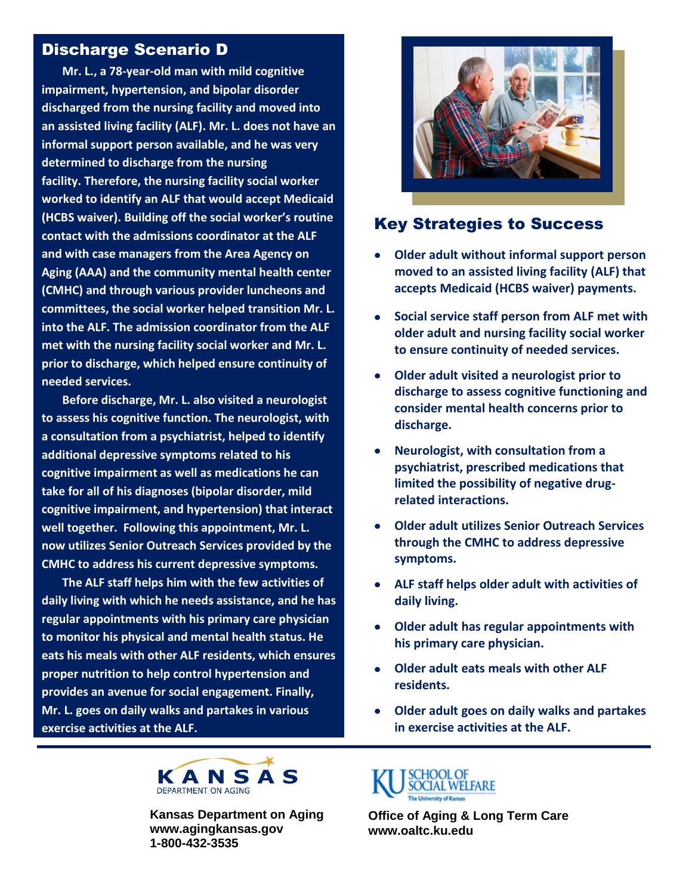## Discharge Scenario D

**Mr. L., a 78-year-old man with mild cognitive impairment, hypertension, and bipolar disorder discharged from the nursing facility and moved into an assisted living facility (ALF). Mr. L. does not have an informal support person available, and he was very determined to discharge from the nursing facility. Therefore, the nursing facility social worker worked to identify an ALF that would accept Medicaid (HCBS waiver). Building off the social worker's routine contact with the admissions coordinator at the ALF and with case managers from the Area Agency on Aging (AAA) and the community mental health center (CMHC) and through various provider luncheons and committees, the social worker helped transition Mr. L. into the ALF. The admission coordinator from the ALF met with the nursing facility social worker and Mr. L. prior to discharge, which helped ensure continuity of needed services.**

**Before discharge, Mr. L. also visited a neurologist to assess his cognitive function. The neurologist, with a consultation from a psychiatrist, helped to identify additional depressive symptoms related to his cognitive impairment as well as medications he can take for all of his diagnoses (bipolar disorder, mild cognitive impairment, and hypertension) that interact well together. Following this appointment, Mr. L. now utilizes Senior Outreach Services provided by the CMHC to address his current depressive symptoms.**

**The ALF staff helps him with the few activities of daily living with which he needs assistance, and he has regular appointments with his primary care physician to monitor his physical and mental health status. He eats his meals with other ALF residents, which ensures proper nutrition to help control hypertension and provides an avenue for social engagement. Finally, Mr. L. goes on daily walks and partakes in various exercise activities at the ALF.**

## Key Strategies to Success

- **Older adult without informal support person moved to an assisted living facility (ALF) that accepts Medicaid (HCBS waiver) payments.**
- **Social service staff person from ALF met with older adult and nursing facility social worker to ensure continuity of needed services.**
- **Older adult visited a neurologist prior to discharge to assess cognitive functioning and consider mental health concerns prior to discharge.**
- **Neurologist, with consultation from a psychiatrist, prescribed medications that limited the possibility of negative drug-related interactions.**
- **Older adult utilizes Senior Outreach Services through the CMHC to address depressive symptoms.**
- **ALF staff helps older adult with activities of daily living.**
- **Older adult has regular appointments with his primary care physician.**
- **Older adult eats meals with other ALF residents.**
- **Older adult goes on daily walks and partakes in exercise activities at the ALF.**

KANSAS DEPARTMENT ON AGING

**Kansas Department on Aging**
**www.agingkansas.gov**
**1-800-432-3535**

KU SCHOOL OF SOCIAL WELFARE The University of Kansas

**Office of Aging & Long Term Care**
**www.oaltc.ku.edu**